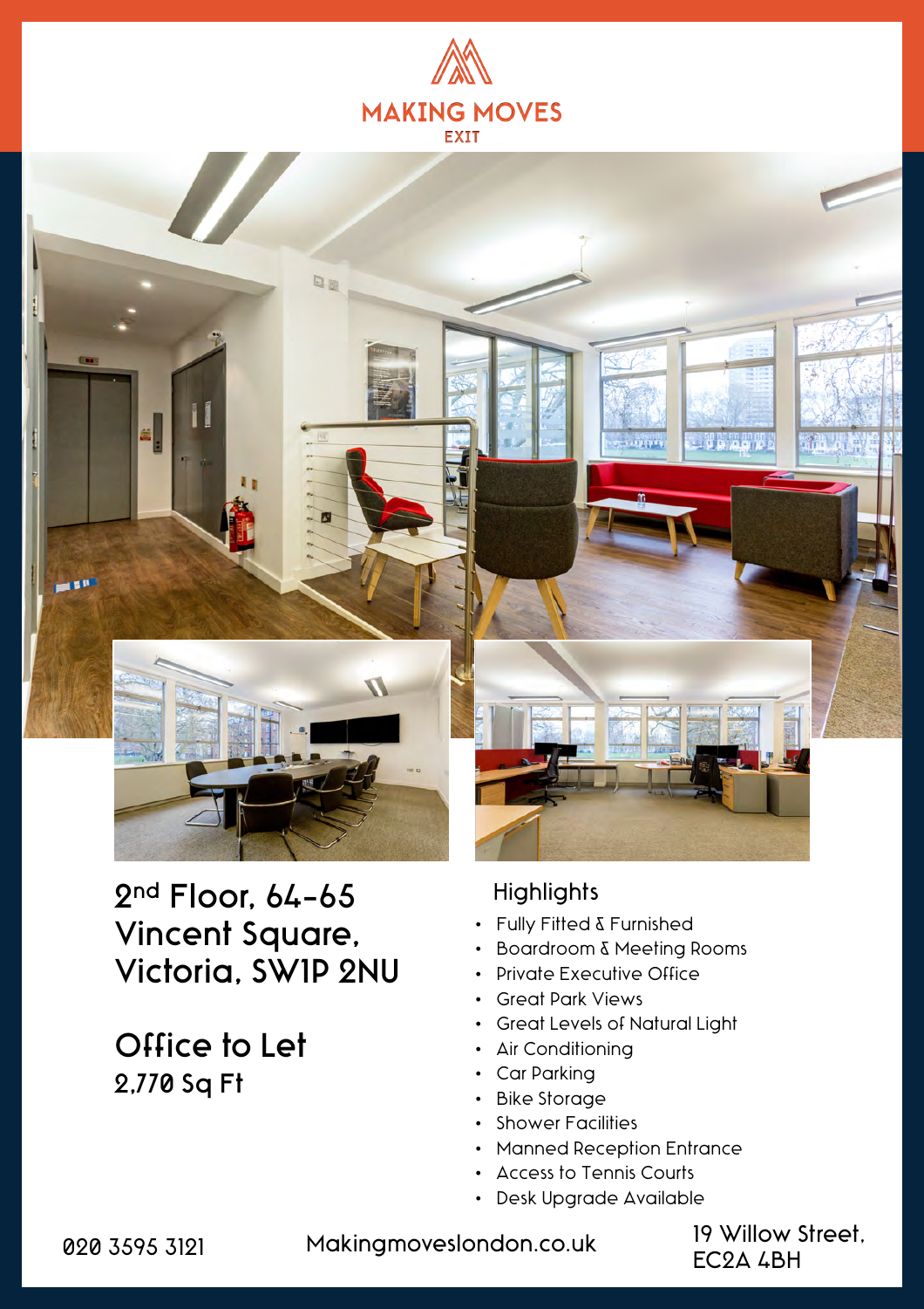MAKING MOVES
EXIT

# 2nd Floor, 64-65 Vincent Square, Victoria, SW1P 2NU

## Office to Let
**2,770 Sq Ft**

### Highlights

- Fully Fitted & Furnished
- Boardroom & Meeting Rooms
- Private Executive Office
- Great Park Views
- Great Levels of Natural Light
- Air Conditioning
- Car Parking
- Bike Storage
- Shower Facilities
- Manned Reception Entrance
- Access to Tennis Courts
- Desk Upgrade Available

020 3595 3121

Makingmoveslondon.co.uk

19 Willow Street, EC2A 4BH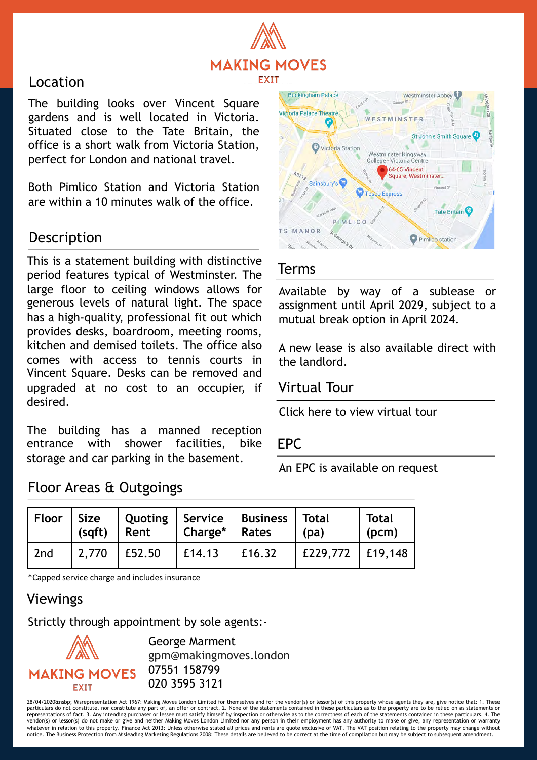MAKING MOVES
EXIT

## Location

The building looks over Vincent Square gardens and is well located in Victoria. Situated close to the Tate Britain, the office is a short walk from Victoria Station, perfect for London and national travel.

Both Pimlico Station and Victoria Station are within a 10 minutes walk of the office.

## Description

This is a statement building with distinctive period features typical of Westminster. The large floor to ceiling windows allows for generous levels of natural light. The space has a high-quality, professional fit out which provides desks, boardroom, meeting rooms, kitchen and demised toilets. The office also comes with access to tennis courts in Vincent Square. Desks can be removed and upgraded at no cost to an occupier, if desired.

The building has a manned reception entrance with shower facilities, bike storage and car parking in the basement.

## Terms

Available by way of a sublease or assignment until April 2029, subject to a mutual break option in April 2024.

A new lease is also available direct with the landlord.

## Virtual Tour

Click here to view virtual tour

## EPC

An EPC is available on request

## Floor Areas & Outgoings

| Floor | Size (sqft) | Quoting Rent | Service Charge* | Business Rates | Total (pa) | Total (pcm) |
|---|---|---|---|---|---|---|
| 2nd | 2,770 | £52.50 | £14.13 | £16.32 | £229,772 | £19,148 |

*Capped service charge and includes insurance

## Viewings

Strictly through appointment by sole agents:-

MAKING MOVES
EXIT

George Marment
gpm@makingmoves.london
07551 158799
020 3595 3121

28/04/2020&nsbp; Misrepresentation Act 1967: Making Moves London Limited for themselves and for the vendor(s) or lessor(s) of this property whose agents they are, give notice that: 1. These particulars do not constitute, nor constitute any part of, an offer or contract. 2. None of the statements contained in these particulars as to the property are to be relied on as statements or representations of fact. 3. Any intending purchaser or lessee must satisfy himself by inspection or otherwise as to the correctness of each of the statements contained in these particulars. 4. The vendor(s) or lessor(s) do not make or give and neither Making Moves London Limited nor any person in their employment has any authority to make or give, any representation or warranty whatever in relation to this property. Finance Act 2013: Unless otherwise stated all prices and rents are quote exclusive of VAT. The VAT position relating to the property may change without notice. The Business Protection from Misleading Marketing Regulations 2008: These details are believed to be correct at the time of compilation but may be subject to subsequent amendment.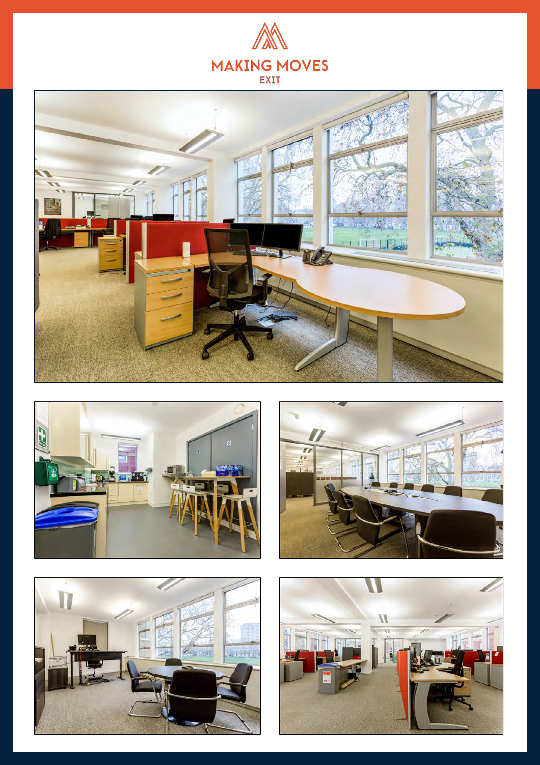MAKING MOVES
EXIT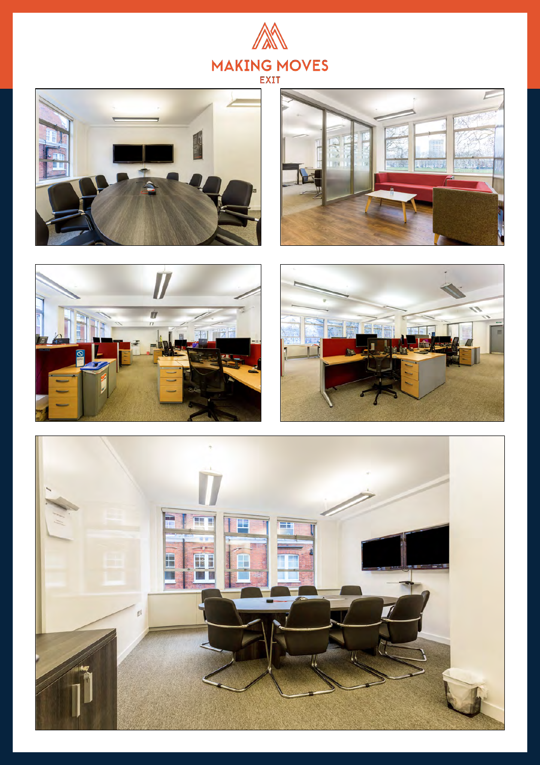MAKING MOVES

EXIT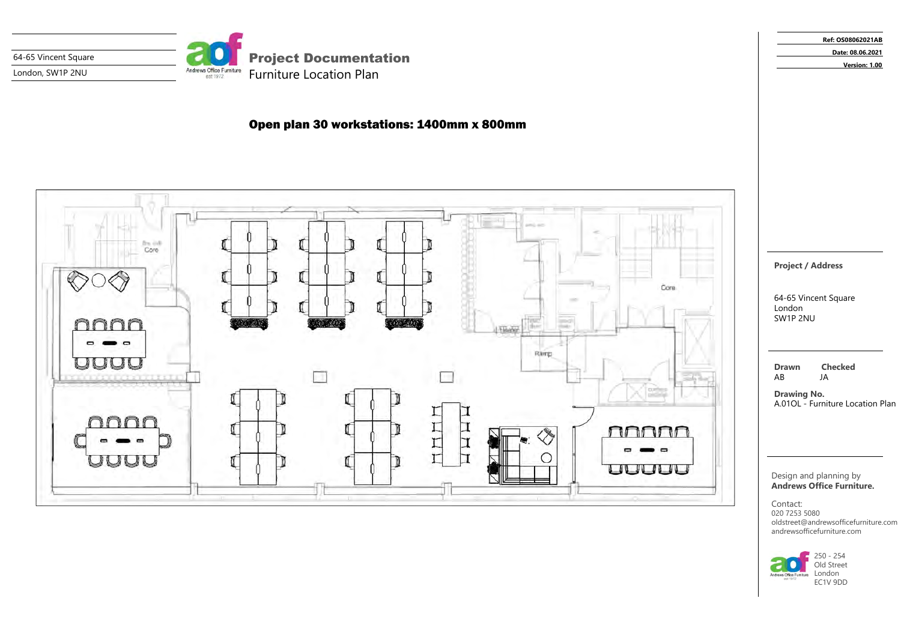64-65 Vincent Square
London, SW1P 2NU

Andrews Office Furniture
est 1972

**Project Documentation**
Furniture Location Plan

Ref: OS08062021AB
Date: 08.06.2021
Version: 1.00

## Open plan 30 workstations: 1400mm x 800mm

Core

Core

Ramp

**Project / Address**

64-65 Vincent Square
London
SW1P 2NU

**Drawn** AB
**Checked** JA

**Drawing No.**
A.01OL - Furniture Location Plan

Design and planning by
**Andrews Office Furniture.**

Contact:
020 7253 5080
oldstreet@andrewsofficefurniture.com
andrewsofficefurniture.com

Andrews Office Furniture
est 1972

250 - 254
Old Street
London
EC1V 9DD